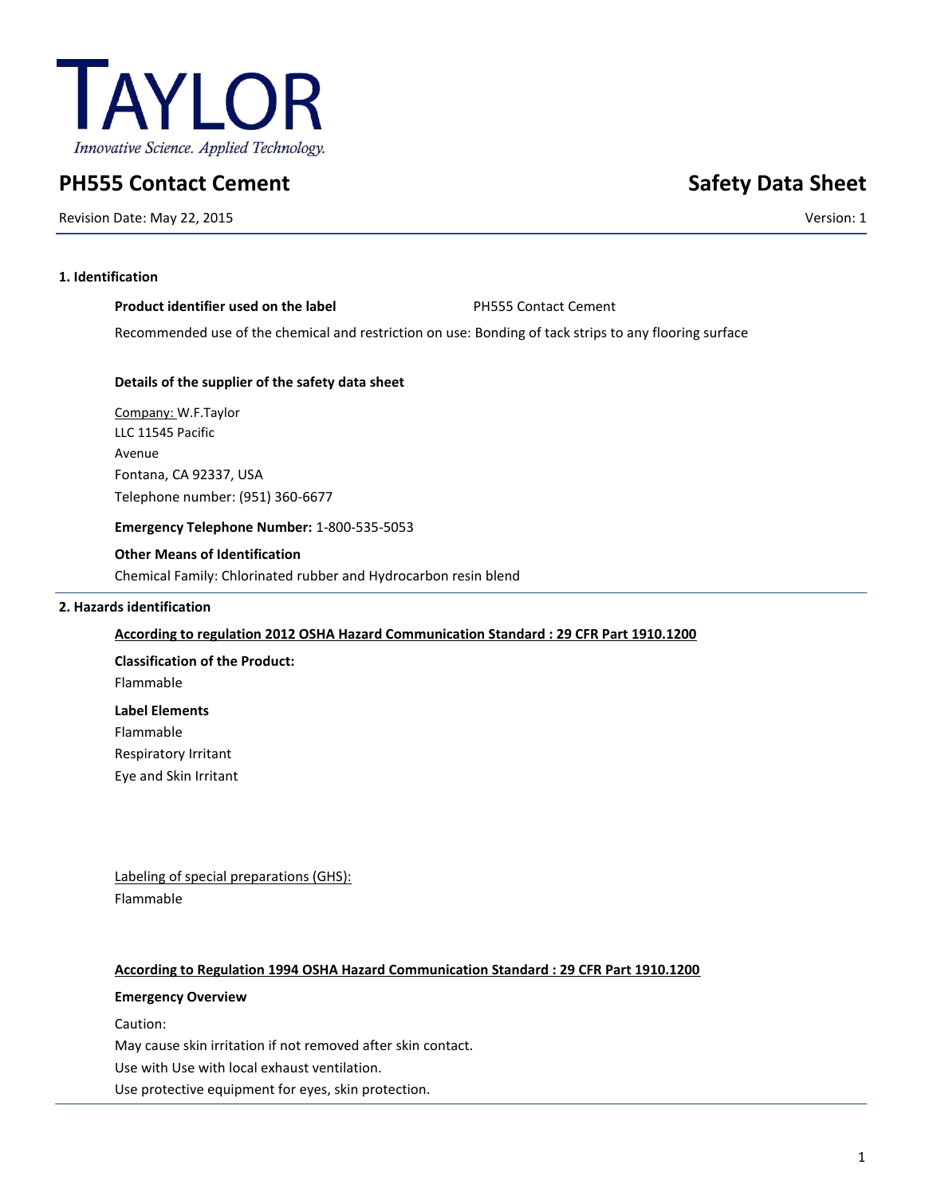TAYLOR

*Innovative Science. Applied Technology.*

# PH555 Contact Cement

**Safety Data Sheet**

Revision Date: May 22, 2015

Version: 1

## 1. Identification

**Product identifier used on the label** PH555 Contact Cement

Recommended use of the chemical and restriction on use: Bonding of tack strips to any flooring surface

**Details of the supplier of the safety data sheet**

Company: W.F.Taylor
LLC 11545 Pacific
Avenue
Fontana, CA 92337, USA
Telephone number: (951) 360-6677

**Emergency Telephone Number:** 1-800-535-5053

**Other Means of Identification**

Chemical Family: Chlorinated rubber and Hydrocarbon resin blend

## 2. Hazards identification

**According to regulation 2012 OSHA Hazard Communication Standard : 29 CFR Part 1910.1200**

**Classification of the Product:**

Flammable

**Label Elements**

Flammable
Respiratory Irritant
Eye and Skin Irritant

Labeling of special preparations (GHS):

Flammable

**According to Regulation 1994 OSHA Hazard Communication Standard : 29 CFR Part 1910.1200**

**Emergency Overview**

Caution:
May cause skin irritation if not removed after skin contact.
Use with Use with local exhaust ventilation.
Use protective equipment for eyes, skin protection.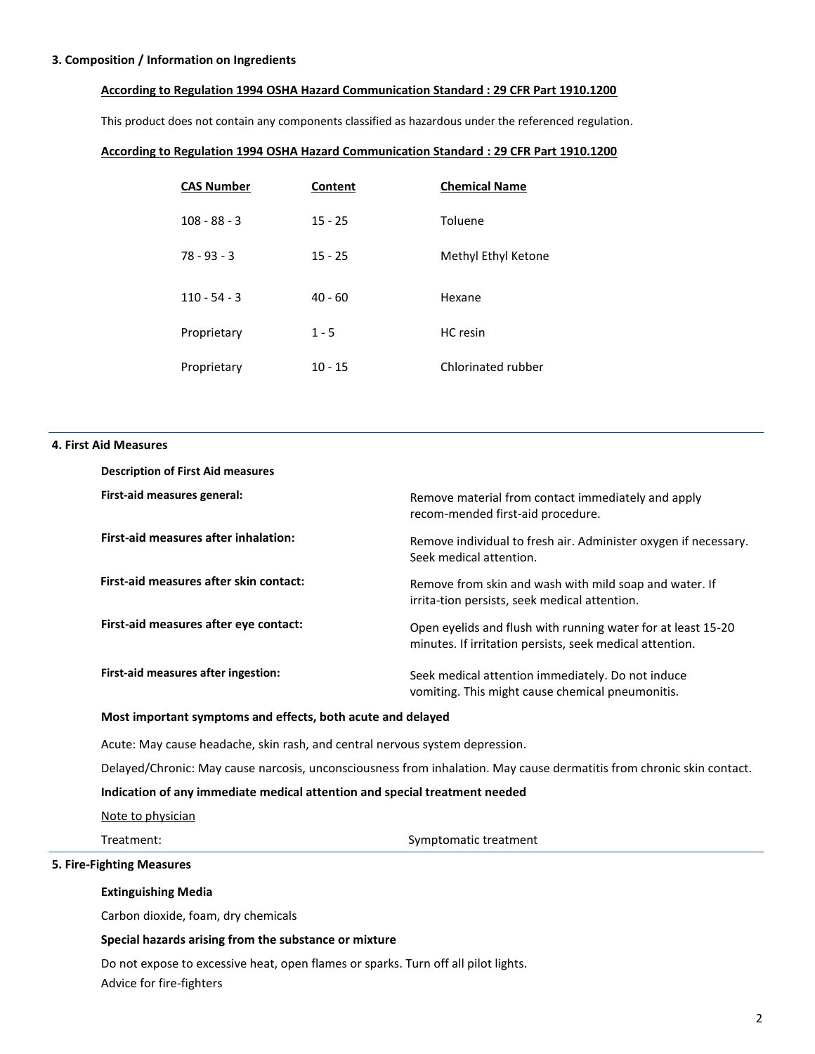## 3. Composition / Information on Ingredients

**According to Regulation 1994 OSHA Hazard Communication Standard : 29 CFR Part 1910.1200**

This product does not contain any components classified as hazardous under the referenced regulation.

**According to Regulation 1994 OSHA Hazard Communication Standard : 29 CFR Part 1910.1200**

| CAS Number | Content | Chemical Name |
|---|---|---|
| 108 - 88 - 3 | 15 - 25 | Toluene |
| 78 - 93 - 3 | 15 - 25 | Methyl Ethyl Ketone |
| 110 - 54 - 3 | 40 - 60 | Hexane |
| Proprietary | 1 - 5 | HC resin |
| Proprietary | 10 - 15 | Chlorinated rubber |

## 4. First Aid Measures

**Description of First Aid measures**

**First-aid measures general:** Remove material from contact immediately and apply recom-mended first-aid procedure.

**First-aid measures after inhalation:** Remove individual to fresh air. Administer oxygen if necessary. Seek medical attention.

**First-aid measures after skin contact:** Remove from skin and wash with mild soap and water. If irrita-tion persists, seek medical attention.

**First-aid measures after eye contact:** Open eyelids and flush with running water for at least 15-20 minutes. If irritation persists, seek medical attention.

**First-aid measures after ingestion:** Seek medical attention immediately. Do not induce vomiting. This might cause chemical pneumonitis.

**Most important symptoms and effects, both acute and delayed**

Acute: May cause headache, skin rash, and central nervous system depression.

Delayed/Chronic: May cause narcosis, unconsciousness from inhalation. May cause dermatitis from chronic skin contact.

**Indication of any immediate medical attention and special treatment needed**

Note to physician

Treatment: Symptomatic treatment

## 5. Fire-Fighting Measures

**Extinguishing Media**

Carbon dioxide, foam, dry chemicals

**Special hazards arising from the substance or mixture**

Do not expose to excessive heat, open flames or sparks. Turn off all pilot lights.

Advice for fire-fighters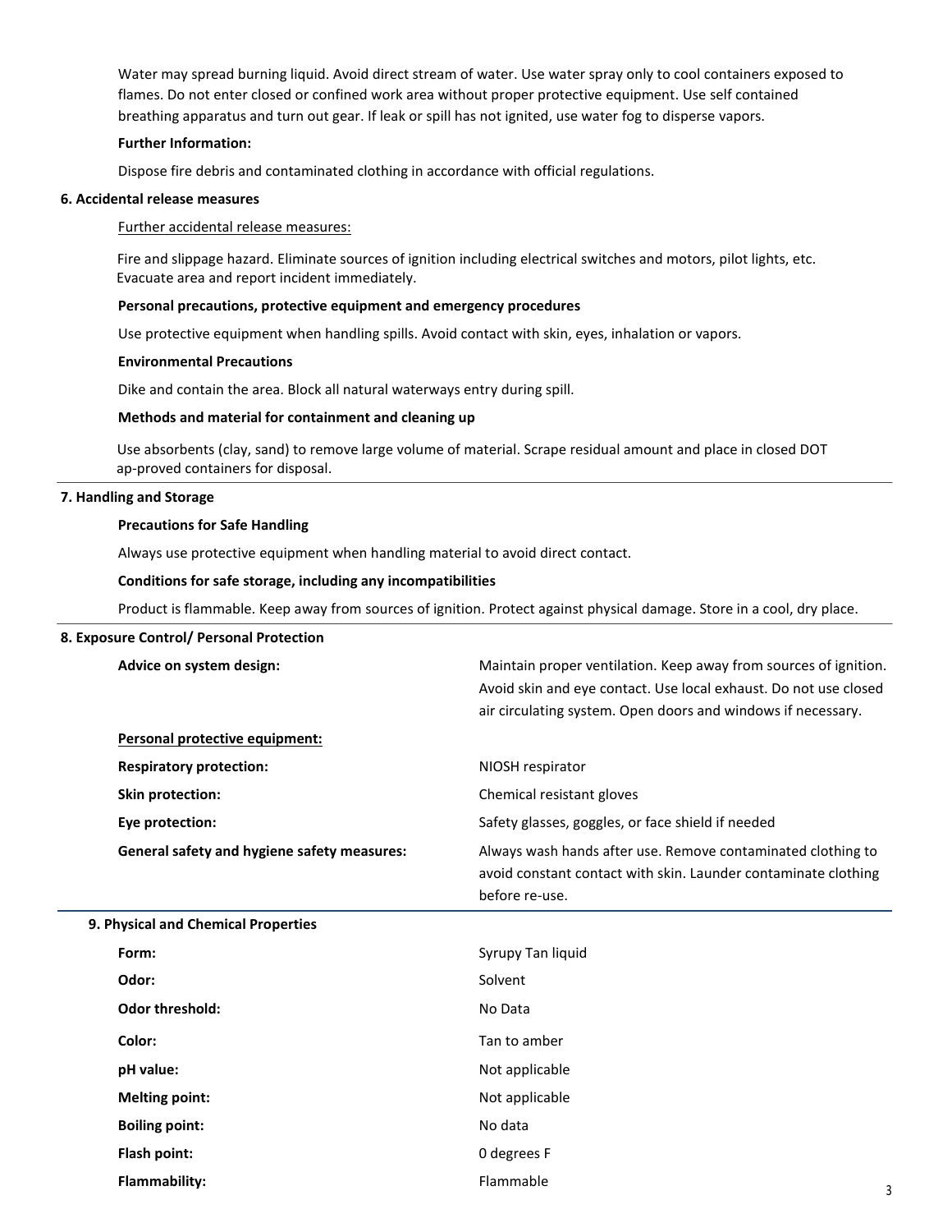Water may spread burning liquid. Avoid direct stream of water. Use water spray only to cool containers exposed to flames. Do not enter closed or confined work area without proper protective equipment. Use self contained breathing apparatus and turn out gear. If leak or spill has not ignited, use water fog to disperse vapors.

**Further Information:**

Dispose fire debris and contaminated clothing in accordance with official regulations.

## 6. Accidental release measures

Further accidental release measures:

Fire and slippage hazard. Eliminate sources of ignition including electrical switches and motors, pilot lights, etc. Evacuate area and report incident immediately.

**Personal precautions, protective equipment and emergency procedures**

Use protective equipment when handling spills. Avoid contact with skin, eyes, inhalation or vapors.

**Environmental Precautions**

Dike and contain the area. Block all natural waterways entry during spill.

**Methods and material for containment and cleaning up**

Use absorbents (clay, sand) to remove large volume of material. Scrape residual amount and place in closed DOT ap-proved containers for disposal.

## 7. Handling and Storage

**Precautions for Safe Handling**

Always use protective equipment when handling material to avoid direct contact.

**Conditions for safe storage, including any incompatibilities**

Product is flammable. Keep away from sources of ignition. Protect against physical damage. Store in a cool, dry place.

## 8. Exposure Control/ Personal Protection

**Advice on system design:** Maintain proper ventilation. Keep away from sources of ignition. Avoid skin and eye contact. Use local exhaust. Do not use closed air circulating system. Open doors and windows if necessary.

**Personal protective equipment:**

**Respiratory protection:** NIOSH respirator

**Skin protection:** Chemical resistant gloves

**Eye protection:** Safety glasses, goggles, or face shield if needed

**General safety and hygiene safety measures:** Always wash hands after use. Remove contaminated clothing to avoid constant contact with skin. Launder contaminate clothing before re-use.

## 9. Physical and Chemical Properties

**Form:** Syrupy Tan liquid

**Odor:** Solvent

**Odor threshold:** No Data

**Color:** Tan to amber

**pH value:** Not applicable

**Melting point:** Not applicable

**Boiling point:** No data

**Flash point:** 0 degrees F

**Flammability:** Flammable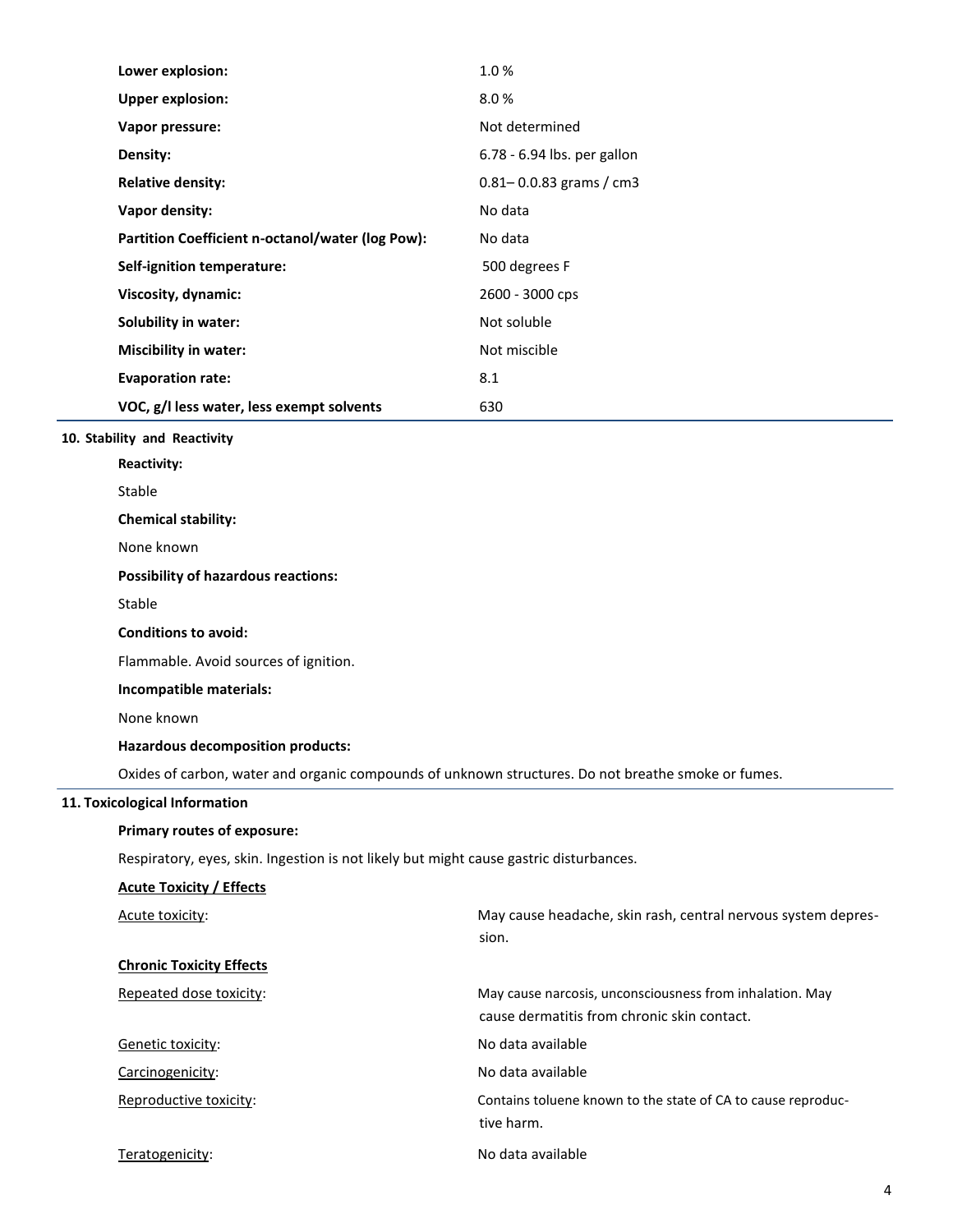| | |
|---|---|
| **Lower explosion:** | 1.0 % |
| **Upper explosion:** | 8.0 % |
| **Vapor pressure:** | Not determined |
| **Density:** | 6.78 - 6.94 lbs. per gallon |
| **Relative density:** | 0.81– 0.0.83 grams / cm3 |
| **Vapor density:** | No data |
| **Partition Coefficient n-octanol/water (log Pow):** | No data |
| **Self-ignition temperature:** | 500 degrees F |
| **Viscosity, dynamic:** | 2600 - 3000 cps |
| **Solubility in water:** | Not soluble |
| **Miscibility in water:** | Not miscible |
| **Evaporation rate:** | 8.1 |
| **VOC, g/l less water, less exempt solvents** | 630 |

## 10. Stability and Reactivity

**Reactivity:**

Stable

**Chemical stability:**

None known

**Possibility of hazardous reactions:**

Stable

**Conditions to avoid:**

Flammable. Avoid sources of ignition.

**Incompatible materials:**

None known

**Hazardous decomposition products:**

Oxides of carbon, water and organic compounds of unknown structures. Do not breathe smoke or fumes.

## 11. Toxicological Information

**Primary routes of exposure:**

Respiratory, eyes, skin. Ingestion is not likely but might cause gastric disturbances.

**Acute Toxicity / Effects**

| | |
|---|---|
| Acute toxicity: | May cause headache, skin rash, central nervous system depression. |

**Chronic Toxicity Effects**

| | |
|---|---|
| Repeated dose toxicity: | May cause narcosis, unconsciousness from inhalation. May cause dermatitis from chronic skin contact. |
| Genetic toxicity: | No data available |
| Carcinogenicity: | No data available |
| Reproductive toxicity: | Contains toluene known to the state of CA to cause reproductive harm. |
| Teratogenicity: | No data available |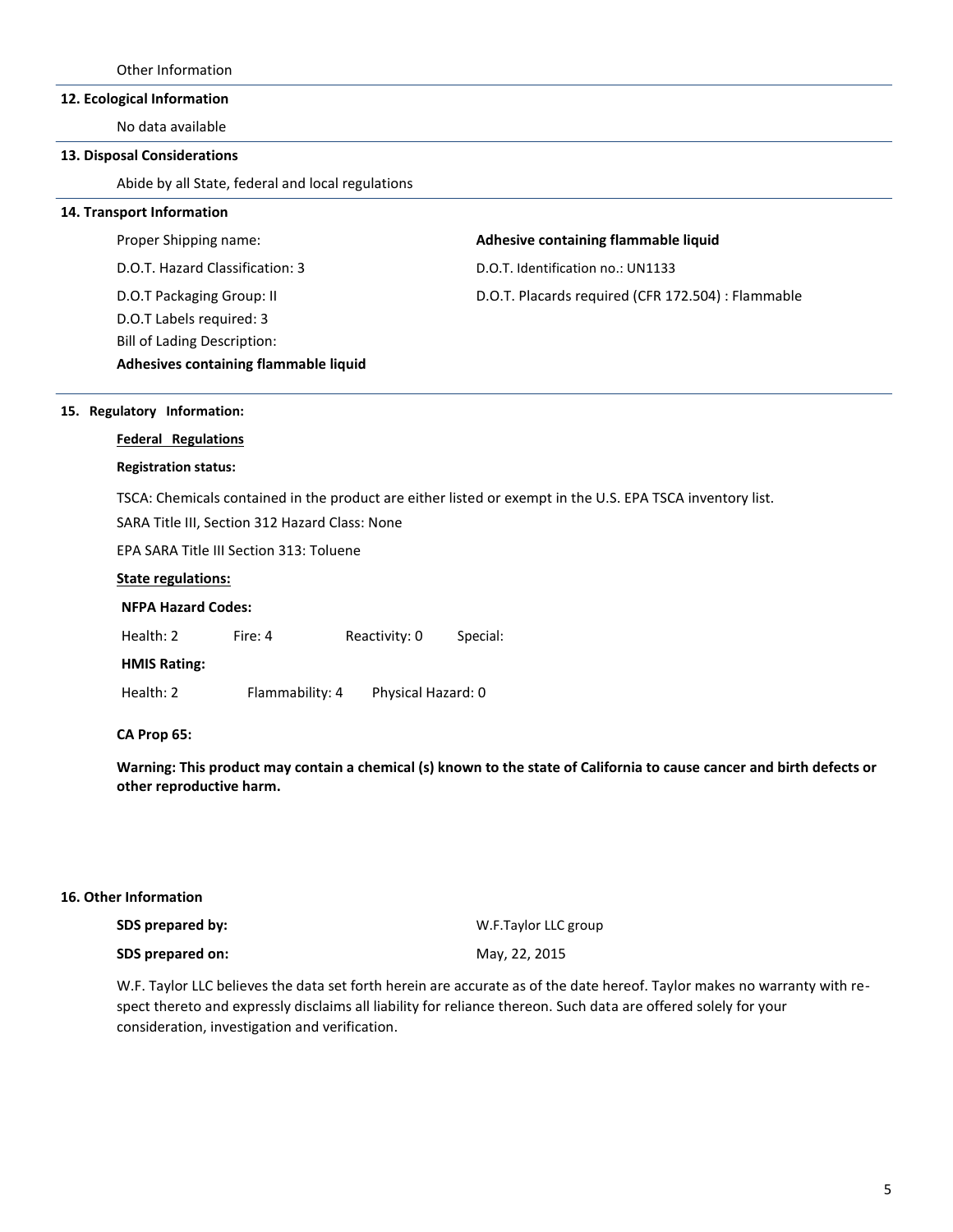Other Information

## 12. Ecological Information

No data available

## 13. Disposal Considerations

Abide by all State, federal and local regulations

## 14. Transport Information

Proper Shipping name: **Adhesive containing flammable liquid**

D.O.T. Hazard Classification: 3

D.O.T. Identification no.: UN1133

D.O.T Packaging Group: II

D.O.T. Placards required (CFR 172.504) : Flammable

D.O.T Labels required: 3

Bill of Lading Description:

**Adhesives containing flammable liquid**

## 15. Regulatory Information:

**Federal Regulations**

**Registration status:**

TSCA: Chemicals contained in the product are either listed or exempt in the U.S. EPA TSCA inventory list.

SARA Title III, Section 312 Hazard Class: None

EPA SARA Title III Section 313: Toluene

**State regulations:**

**NFPA Hazard Codes:**

Health: 2 Fire: 4 Reactivity: 0 Special:

**HMIS Rating:**

Health: 2 Flammability: 4 Physical Hazard: 0

**CA Prop 65:**

**Warning: This product may contain a chemical (s) known to the state of California to cause cancer and birth defects or other reproductive harm.**

## 16. Other Information

**SDS prepared by:** W.F.Taylor LLC group

**SDS prepared on:** May, 22, 2015

W.F. Taylor LLC believes the data set forth herein are accurate as of the date hereof. Taylor makes no warranty with respect thereto and expressly disclaims all liability for reliance thereon. Such data are offered solely for your consideration, investigation and verification.